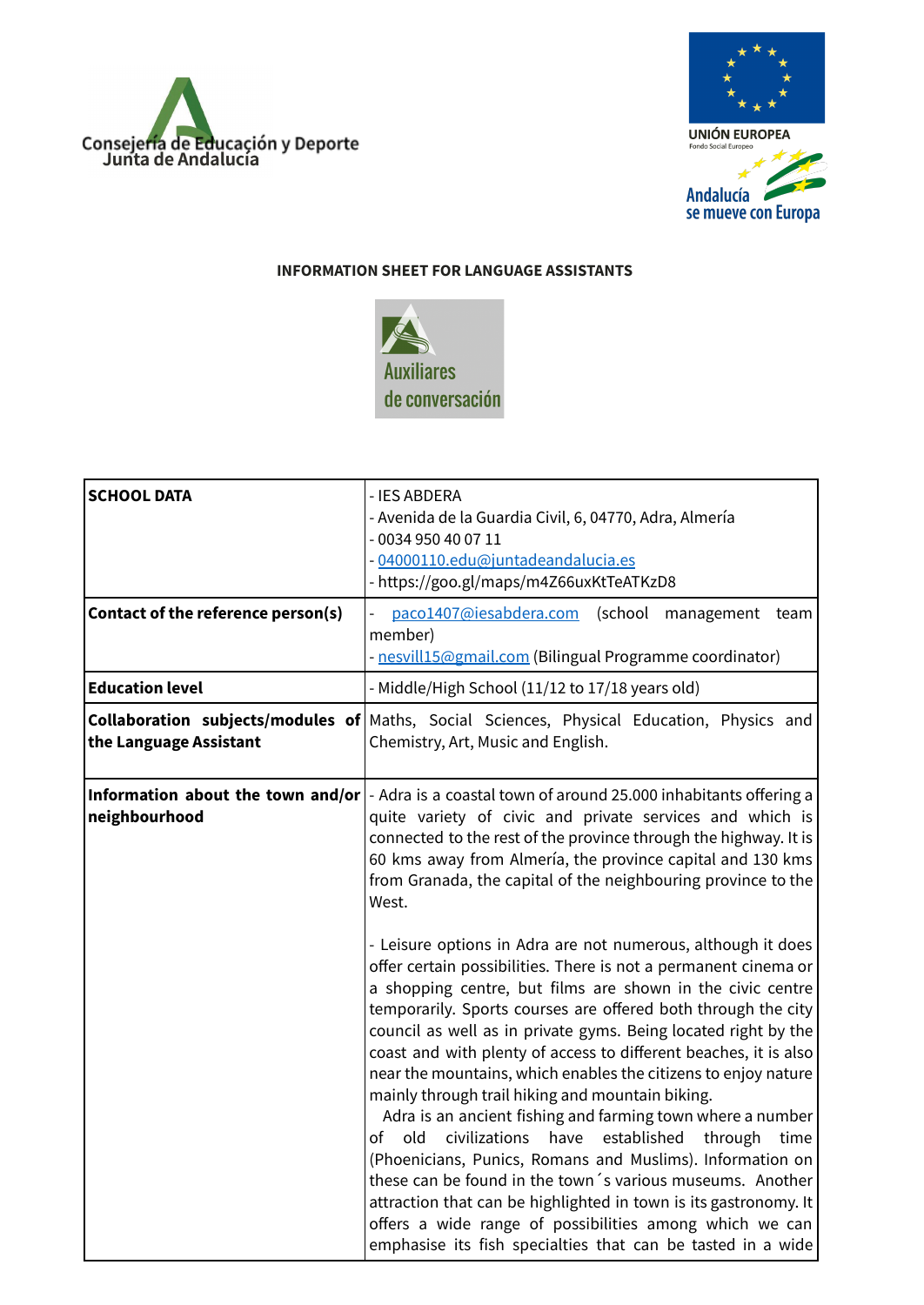Consejería de Educación y Deporte
Junta de Andalucía

UNIÓN EUROPEA
Fondo Social Europeo

Andalucía se mueve con Europa

**INFORMATION SHEET FOR LANGUAGE ASSISTANTS**

Auxiliares de conversación

| **SCHOOL DATA** | - IES ABDERA<br>- Avenida de la Guardia Civil, 6, 04770, Adra, Almería<br>- 0034 950 40 07 11<br>- 04000110.edu@juntadeandalucia.es<br>- https://goo.gl/maps/m4Z66uxKtTeATKzD8 |
|---|---|
| **Contact of the reference person(s)** | - paco1407@iesabdera.com (school management team member)<br>- nesvill15@gmail.com (Bilingual Programme coordinator) |
| **Education level** | - Middle/High School (11/12 to 17/18 years old) |
| **Collaboration subjects/modules of the Language Assistant** | Maths, Social Sciences, Physical Education, Physics and Chemistry, Art, Music and English. |
| **Information about the town and/or neighbourhood** | - Adra is a coastal town of around 25.000 inhabitants offering a quite variety of civic and private services and which is connected to the rest of the province through the highway. It is 60 kms away from Almería, the province capital and 130 kms from Granada, the capital of the neighbouring province to the West.<br><br>- Leisure options in Adra are not numerous, although it does offer certain possibilities. There is not a permanent cinema or a shopping centre, but films are shown in the civic centre temporarily. Sports courses are offered both through the city council as well as in private gyms. Being located right by the coast and with plenty of access to different beaches, it is also near the mountains, which enables the citizens to enjoy nature mainly through trail hiking and mountain biking.<br>Adra is an ancient fishing and farming town where a number of old civilizations have established through time (Phoenicians, Punics, Romans and Muslims). Information on these can be found in the town´s various museums. Another attraction that can be highlighted in town is its gastronomy. It offers a wide range of possibilities among which we can emphasise its fish specialties that can be tasted in a wide |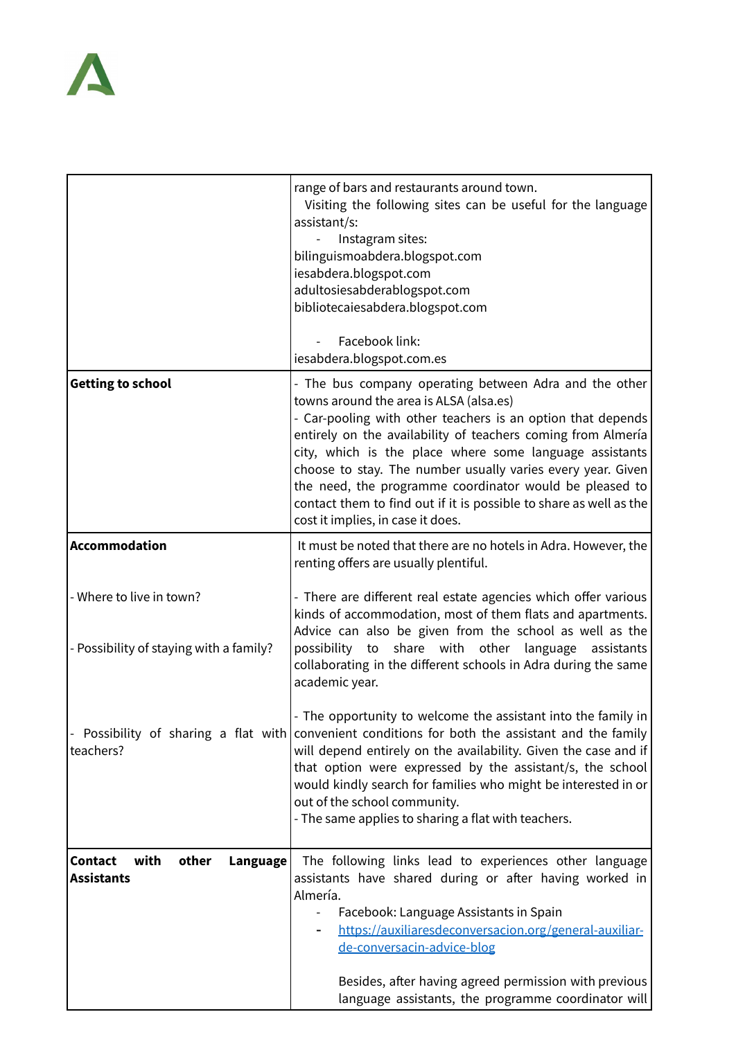| | |
|---|---|
| | range of bars and restaurants around town.<br>Visiting the following sites can be useful for the language assistant/s:<br>- Instagram sites:<br>bilinguismoabdera.blogspot.com<br>iesabdera.blogspot.com<br>adultosiesabderablogspot.com<br>bibliotecaiesabdera.blogspot.com<br><br>- Facebook link:<br>iesabdera.blogspot.com.es |
| **Getting to school** | - The bus company operating between Adra and the other towns around the area is ALSA (alsa.es)<br>- Car-pooling with other teachers is an option that depends entirely on the availability of teachers coming from Almería city, which is the place where some language assistants choose to stay. The number usually varies every year. Given the need, the programme coordinator would be pleased to contact them to find out if it is possible to share as well as the cost it implies, in case it does. |
| **Accommodation**<br><br>- Where to live in town?<br><br>- Possibility of staying with a family?<br><br>- Possibility of sharing a flat with teachers? | It must be noted that there are no hotels in Adra. However, the renting offers are usually plentiful.<br><br>- There are different real estate agencies which offer various kinds of accommodation, most of them flats and apartments. Advice can also be given from the school as well as the possibility to share with other language assistants collaborating in the different schools in Adra during the same academic year.<br><br>- The opportunity to welcome the assistant into the family in convenient conditions for both the assistant and the family will depend entirely on the availability. Given the case and if that option were expressed by the assistant/s, the school would kindly search for families who might be interested in or out of the school community.<br>- The same applies to sharing a flat with teachers. |
| **Contact with other Language Assistants** | The following links lead to experiences other language assistants have shared during or after having worked in Almería.<br>- Facebook: Language Assistants in Spain<br>- https://auxiliaresdeconversacion.org/general-auxiliar-de-conversacin-advice-blog<br><br>Besides, after having agreed permission with previous language assistants, the programme coordinator will |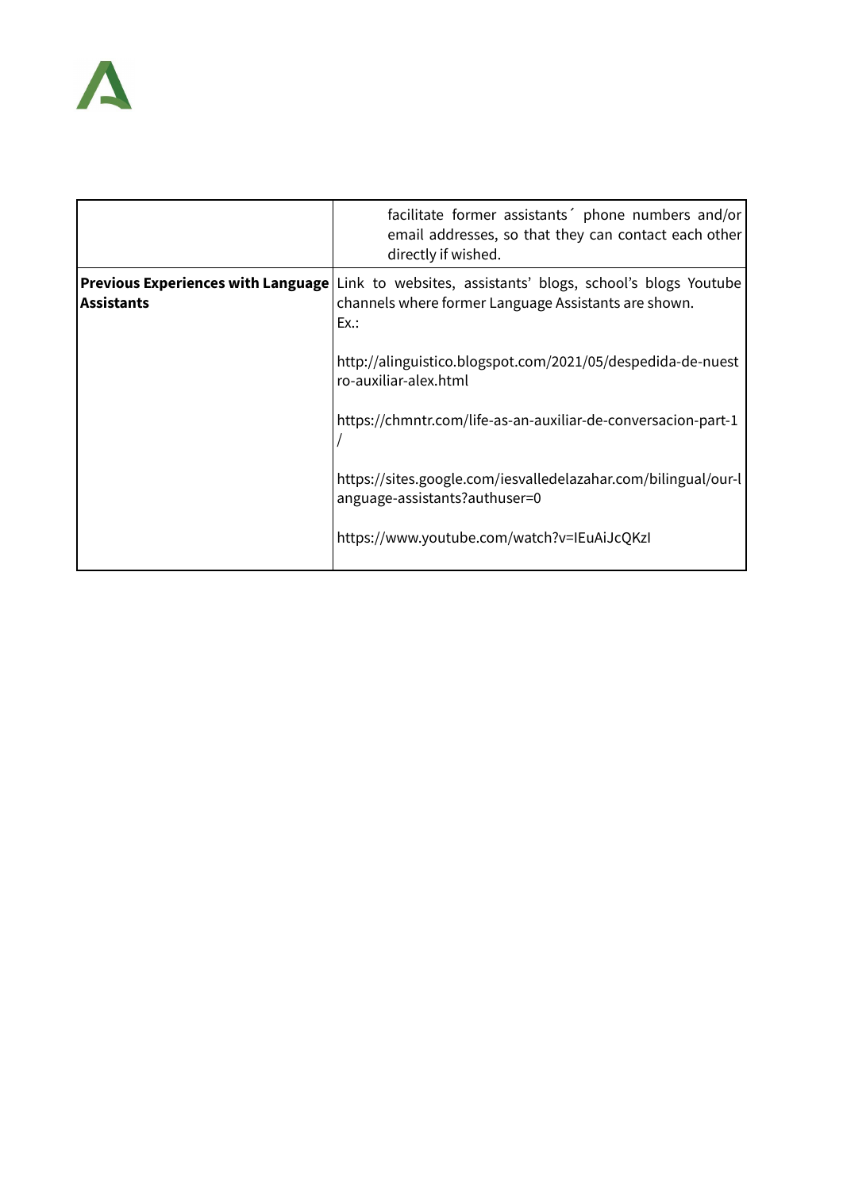| | |
|---|---|
| | facilitate former assistants´ phone numbers and/or email addresses, so that they can contact each other directly if wished. |
| **Previous Experiences with Language Assistants** | Link to websites, assistants' blogs, school's blogs Youtube channels where former Language Assistants are shown.<br>Ex.:<br><br>http://alinguistico.blogspot.com/2021/05/despedida-de-nuestro-auxiliar-alex.html<br><br>https://chmntr.com/life-as-an-auxiliar-de-conversacion-part-1/<br><br>https://sites.google.com/iesvalledelazahar.com/bilingual/our-language-assistants?authuser=0<br><br>https://www.youtube.com/watch?v=IEuAiJcQKzI |